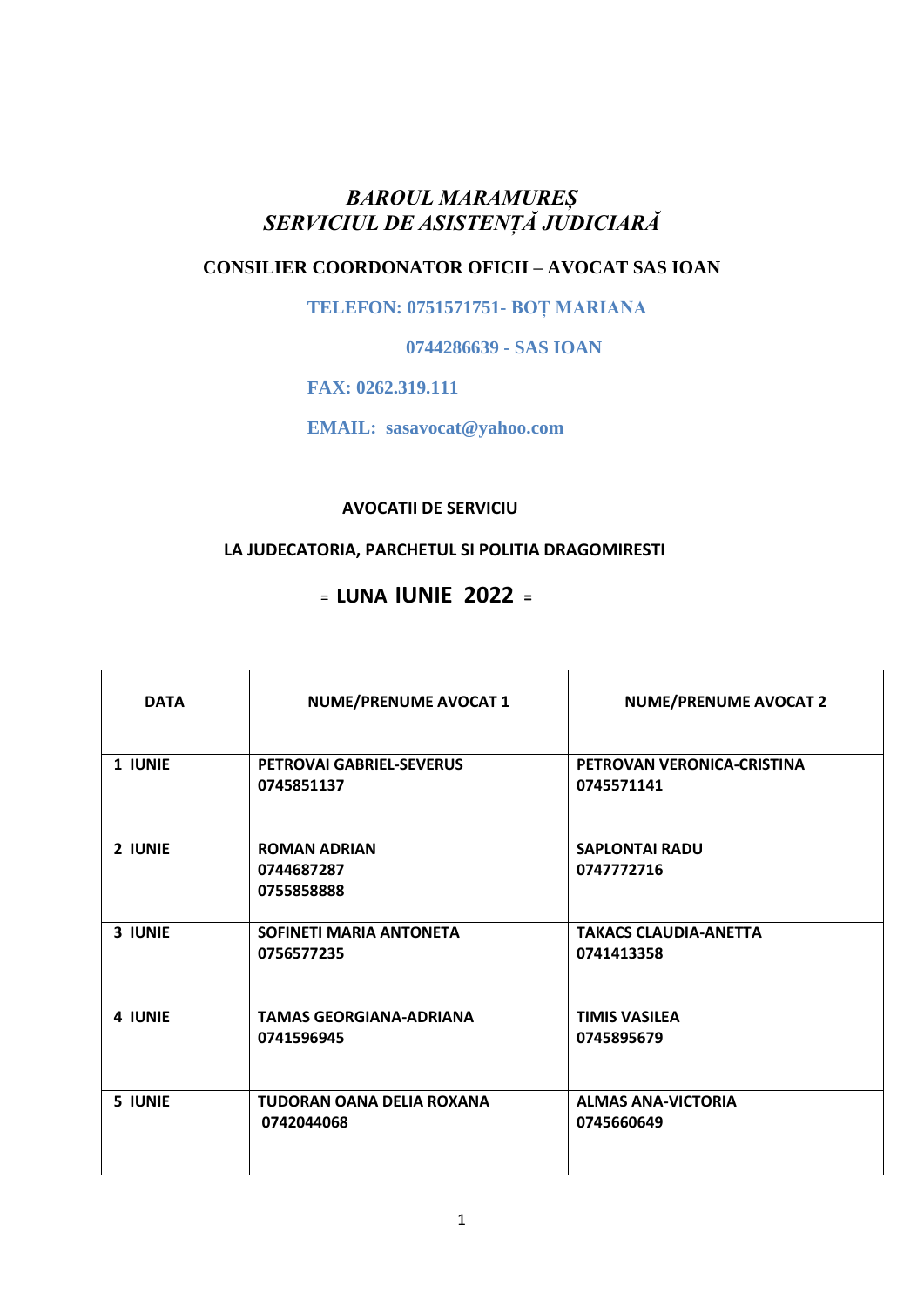# *BAROUL MARAMUREȘ*
# *SERVICIUL DE ASISTENȚĂ JUDICIARĂ*

**CONSILIER COORDONATOR OFICII – AVOCAT SAS IOAN**

**TELEFON: 0751571751- BOȚ MARIANA**

**0744286639 - SAS IOAN**

**FAX: 0262.319.111**

**EMAIL: sasavocat@yahoo.com**

**AVOCATII DE SERVICIU**

**LA JUDECATORIA, PARCHETUL SI POLITIA DRAGOMIRESTI**

**= LUNA IUNIE 2022 =**

| DATA | NUME/PRENUME AVOCAT 1 | NUME/PRENUME AVOCAT 2 |
|---|---|---|
| **1 IUNIE** | **PETROVAI GABRIEL-SEVERUS 0745851137** | **PETROVAN VERONICA-CRISTINA 0745571141** |
| **2 IUNIE** | **ROMAN ADRIAN 0744687287 0755858888** | **SAPLONTAI RADU 0747772716** |
| **3 IUNIE** | **SOFINETI MARIA ANTONETA 0756577235** | **TAKACS CLAUDIA-ANETTA 0741413358** |
| **4 IUNIE** | **TAMAS GEORGIANA-ADRIANA 0741596945** | **TIMIS VASILEA 0745895679** |
| **5 IUNIE** | **TUDORAN OANA DELIA ROXANA 0742044068** | **ALMAS ANA-VICTORIA 0745660649** |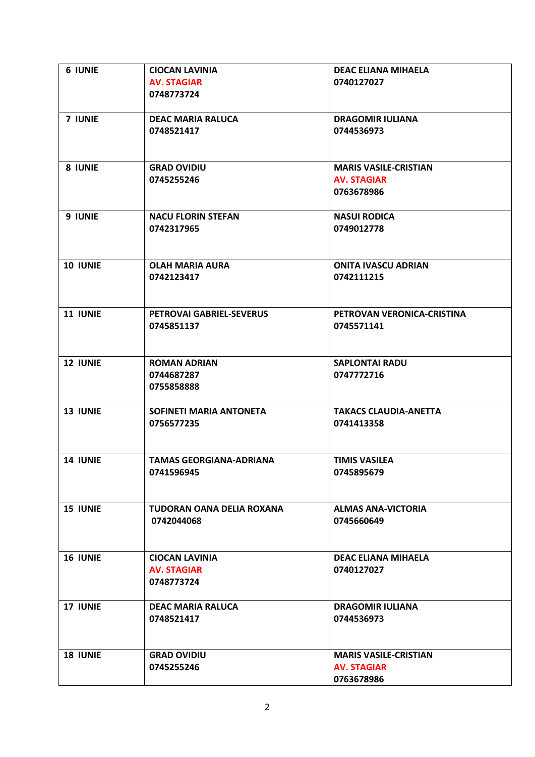| | | |
|---|---|---|
| **6 IUNIE** | **CIOCAN LAVINIA**<br>**AV. STAGIAR**<br>**0748773724** | **DEAC ELIANA MIHAELA**<br>**0740127027** |
| **7 IUNIE** | **DEAC MARIA RALUCA**<br>**0748521417** | **DRAGOMIR IULIANA**<br>**0744536973** |
| **8 IUNIE** | **GRAD OVIDIU**<br>**0745255246** | **MARIS VASILE-CRISTIAN**<br>**AV. STAGIAR**<br>**0763678986** |
| **9 IUNIE** | **NACU FLORIN STEFAN**<br>**0742317965** | **NASUI RODICA**<br>**0749012778** |
| **10 IUNIE** | **OLAH MARIA AURA**<br>**0742123417** | **ONITA IVASCU ADRIAN**<br>**0742111215** |
| **11 IUNIE** | **PETROVAI GABRIEL-SEVERUS**<br>**0745851137** | **PETROVAN VERONICA-CRISTINA**<br>**0745571141** |
| **12 IUNIE** | **ROMAN ADRIAN**<br>**0744687287**<br>**0755858888** | **SAPLONTAI RADU**<br>**0747772716** |
| **13 IUNIE** | **SOFINETI MARIA ANTONETA**<br>**0756577235** | **TAKACS CLAUDIA-ANETTA**<br>**0741413358** |
| **14 IUNIE** | **TAMAS GEORGIANA-ADRIANA**<br>**0741596945** | **TIMIS VASILEA**<br>**0745895679** |
| **15 IUNIE** | **TUDORAN OANA DELIA ROXANA**<br>**0742044068** | **ALMAS ANA-VICTORIA**<br>**0745660649** |
| **16 IUNIE** | **CIOCAN LAVINIA**<br>**AV. STAGIAR**<br>**0748773724** | **DEAC ELIANA MIHAELA**<br>**0740127027** |
| **17 IUNIE** | **DEAC MARIA RALUCA**<br>**0748521417** | **DRAGOMIR IULIANA**<br>**0744536973** |
| **18 IUNIE** | **GRAD OVIDIU**<br>**0745255246** | **MARIS VASILE-CRISTIAN**<br>**AV. STAGIAR**<br>**0763678986** |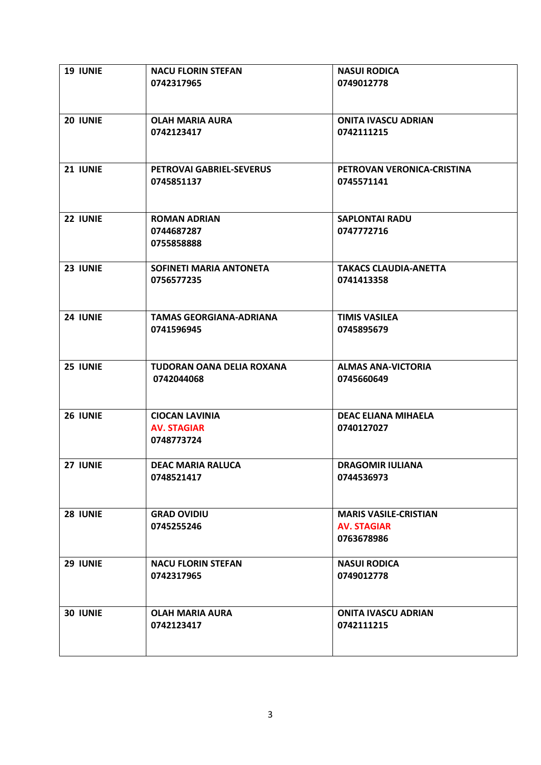| 19 IUNIE | NACU FLORIN STEFAN<br>0742317965 | NASUI RODICA<br>0749012778 |
|---|---|---|
| 20 IUNIE | OLAH MARIA AURA<br>0742123417 | ONITA IVASCU ADRIAN<br>0742111215 |
| 21 IUNIE | PETROVAI GABRIEL-SEVERUS<br>0745851137 | PETROVAN VERONICA-CRISTINA<br>0745571141 |
| 22 IUNIE | ROMAN ADRIAN<br>0744687287<br>0755858888 | SAPLONTAI RADU<br>0747772716 |
| 23 IUNIE | SOFINETI MARIA ANTONETA<br>0756577235 | TAKACS CLAUDIA-ANETTA<br>0741413358 |
| 24 IUNIE | TAMAS GEORGIANA-ADRIANA<br>0741596945 | TIMIS VASILEA<br>0745895679 |
| 25 IUNIE | TUDORAN OANA DELIA ROXANA<br>0742044068 | ALMAS ANA-VICTORIA<br>0745660649 |
| 26 IUNIE | CIOCAN LAVINIA<br>AV. STAGIAR<br>0748773724 | DEAC ELIANA MIHAELA<br>0740127027 |
| 27 IUNIE | DEAC MARIA RALUCA<br>0748521417 | DRAGOMIR IULIANA<br>0744536973 |
| 28 IUNIE | GRAD OVIDIU<br>0745255246 | MARIS VASILE-CRISTIAN<br>AV. STAGIAR<br>0763678986 |
| 29 IUNIE | NACU FLORIN STEFAN<br>0742317965 | NASUI RODICA<br>0749012778 |
| 30 IUNIE | OLAH MARIA AURA<br>0742123417 | ONITA IVASCU ADRIAN<br>0742111215 |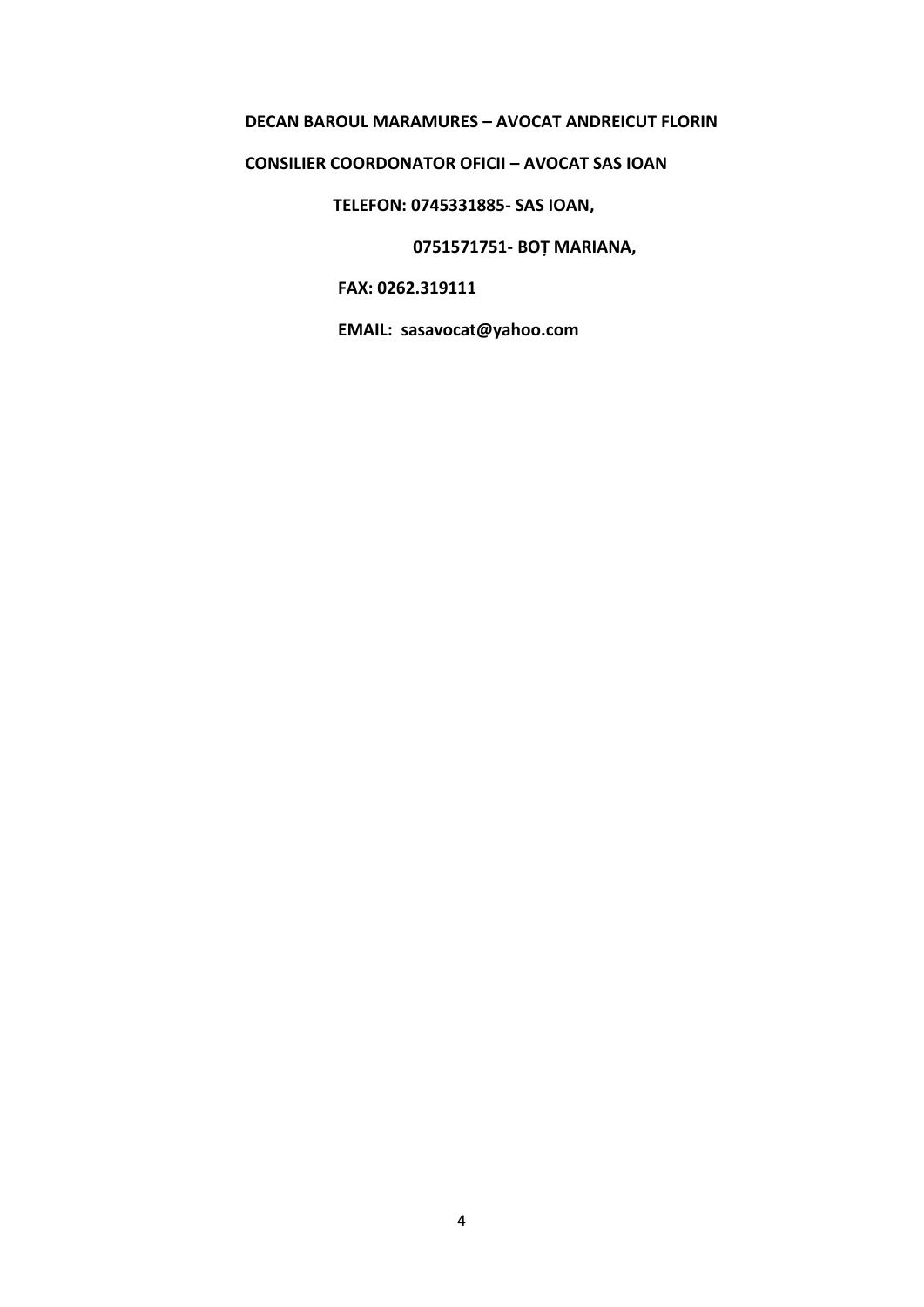**DECAN BAROUL MARAMURES – AVOCAT ANDREICUT FLORIN**

**CONSILIER COORDONATOR OFICII – AVOCAT SAS IOAN**

**TELEFON: 0745331885- SAS IOAN,**

**0751571751- BOȚ MARIANA,**

**FAX: 0262.319111**

**EMAIL: sasavocat@yahoo.com**